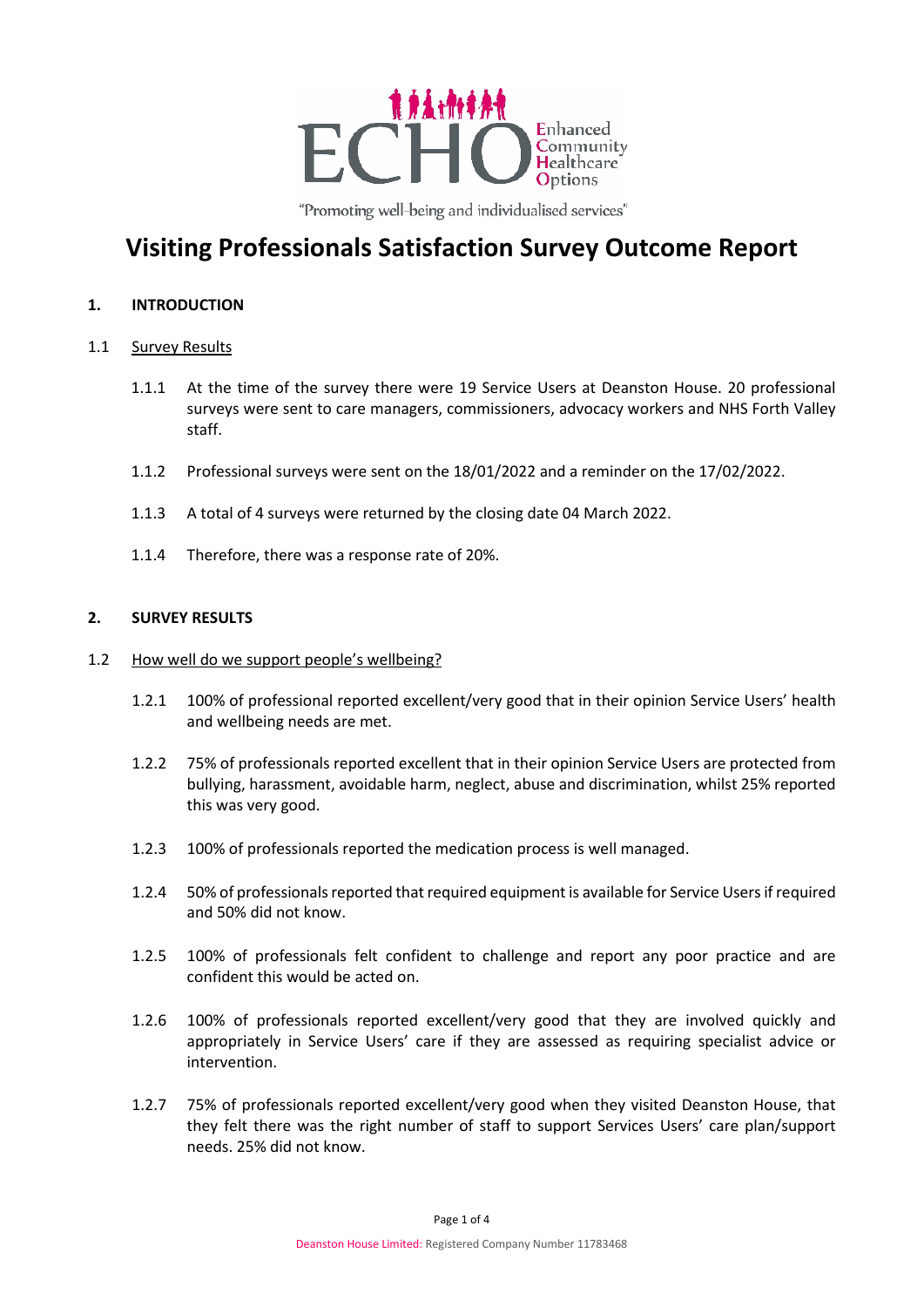# Visiting Professionals Satisfaction Survey Outcome Report

## 1. INTRODUCTION

### 1.1 Survey Results

1.1.1 At the time of the survey there were 19 Service Users at Deanston House. 20 professional surveys were sent to care managers, commissioners, advocacy workers and NHS Forth Valley staff.

1.1.2 Professional surveys were sent on the 18/01/2022 and a reminder on the 17/02/2022.

1.1.3 A total of 4 surveys were returned by the closing date 04 March 2022.

1.1.4 Therefore, there was a response rate of 20%.

## 2. SURVEY RESULTS

### 1.2 How well do we support people's wellbeing?

1.2.1 100% of professional reported excellent/very good that in their opinion Service Users' health and wellbeing needs are met.

1.2.2 75% of professionals reported excellent that in their opinion Service Users are protected from bullying, harassment, avoidable harm, neglect, abuse and discrimination, whilst 25% reported this was very good.

1.2.3 100% of professionals reported the medication process is well managed.

1.2.4 50% of professionals reported that required equipment is available for Service Users if required and 50% did not know.

1.2.5 100% of professionals felt confident to challenge and report any poor practice and are confident this would be acted on.

1.2.6 100% of professionals reported excellent/very good that they are involved quickly and appropriately in Service Users' care if they are assessed as requiring specialist advice or intervention.

1.2.7 75% of professionals reported excellent/very good when they visited Deanston House, that they felt there was the right number of staff to support Services Users' care plan/support needs. 25% did not know.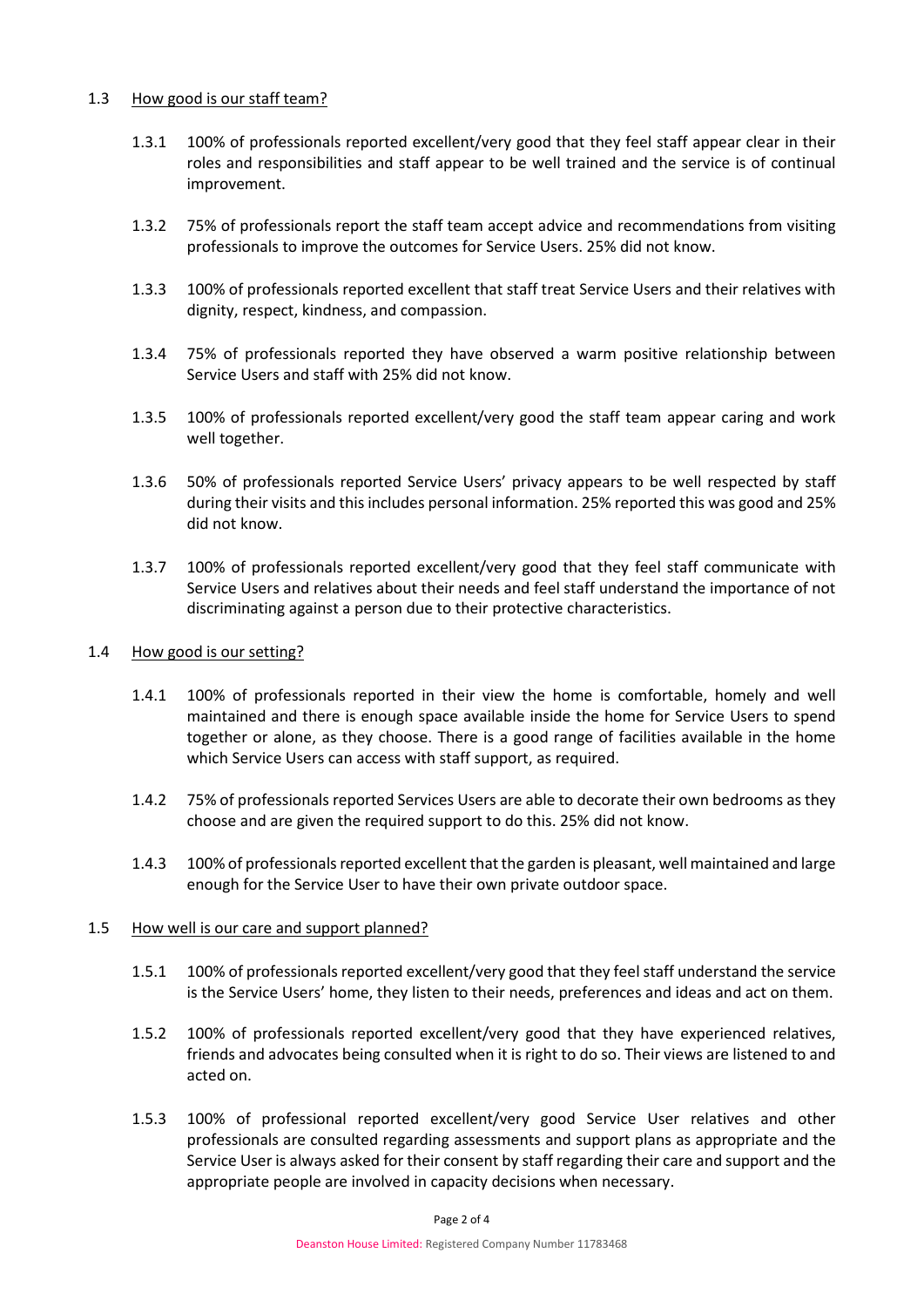### 1.3 How good is our staff team?

1.3.1 100% of professionals reported excellent/very good that they feel staff appear clear in their roles and responsibilities and staff appear to be well trained and the service is of continual improvement.

1.3.2 75% of professionals report the staff team accept advice and recommendations from visiting professionals to improve the outcomes for Service Users. 25% did not know.

1.3.3 100% of professionals reported excellent that staff treat Service Users and their relatives with dignity, respect, kindness, and compassion.

1.3.4 75% of professionals reported they have observed a warm positive relationship between Service Users and staff with 25% did not know.

1.3.5 100% of professionals reported excellent/very good the staff team appear caring and work well together.

1.3.6 50% of professionals reported Service Users' privacy appears to be well respected by staff during their visits and this includes personal information. 25% reported this was good and 25% did not know.

1.3.7 100% of professionals reported excellent/very good that they feel staff communicate with Service Users and relatives about their needs and feel staff understand the importance of not discriminating against a person due to their protective characteristics.

### 1.4 How good is our setting?

1.4.1 100% of professionals reported in their view the home is comfortable, homely and well maintained and there is enough space available inside the home for Service Users to spend together or alone, as they choose. There is a good range of facilities available in the home which Service Users can access with staff support, as required.

1.4.2 75% of professionals reported Services Users are able to decorate their own bedrooms as they choose and are given the required support to do this. 25% did not know.

1.4.3 100% of professionals reported excellent that the garden is pleasant, well maintained and large enough for the Service User to have their own private outdoor space.

### 1.5 How well is our care and support planned?

1.5.1 100% of professionals reported excellent/very good that they feel staff understand the service is the Service Users' home, they listen to their needs, preferences and ideas and act on them.

1.5.2 100% of professionals reported excellent/very good that they have experienced relatives, friends and advocates being consulted when it is right to do so. Their views are listened to and acted on.

1.5.3 100% of professional reported excellent/very good Service User relatives and other professionals are consulted regarding assessments and support plans as appropriate and the Service User is always asked for their consent by staff regarding their care and support and the appropriate people are involved in capacity decisions when necessary.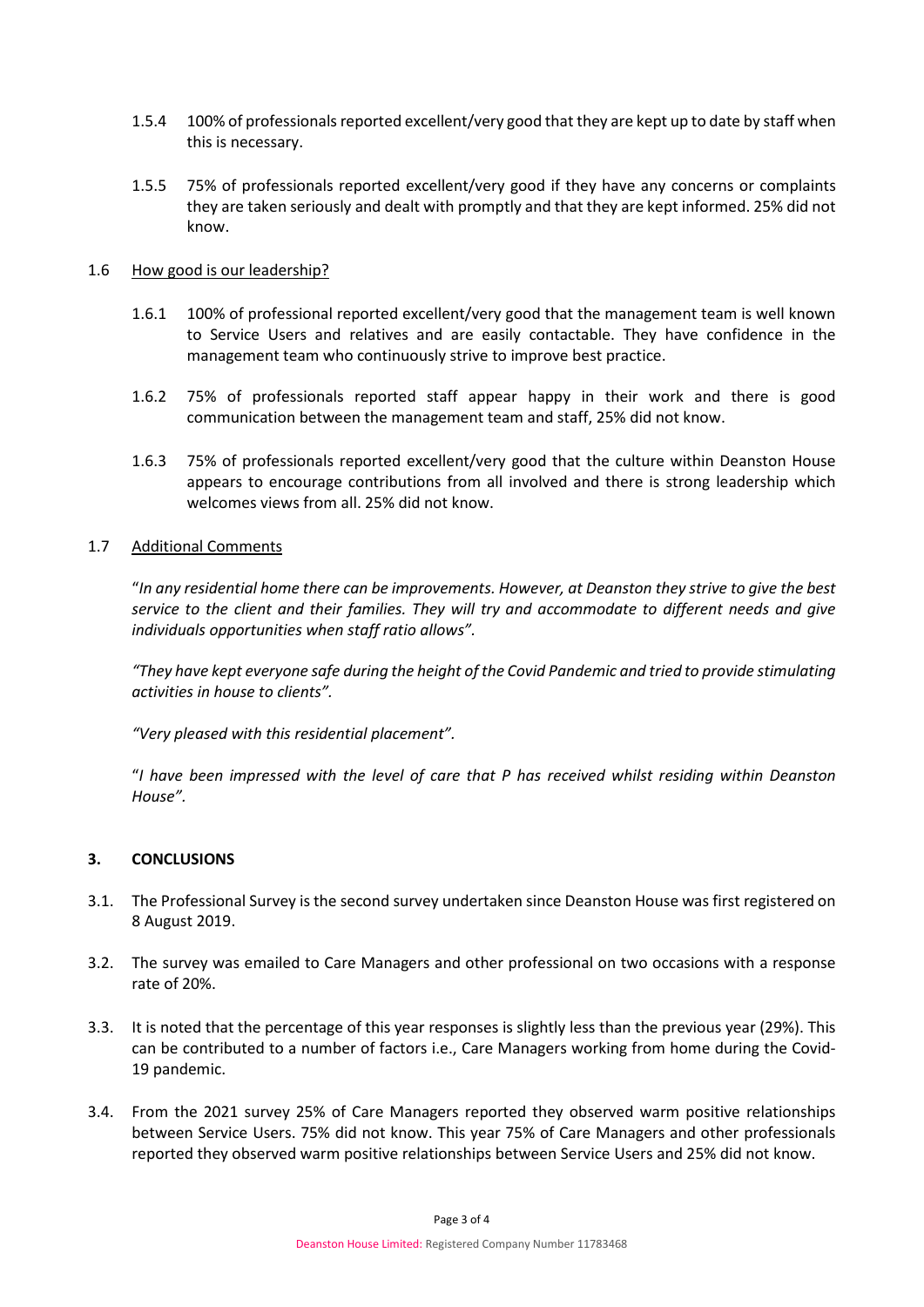1.5.4 100% of professionals reported excellent/very good that they are kept up to date by staff when this is necessary.

1.5.5 75% of professionals reported excellent/very good if they have any concerns or complaints they are taken seriously and dealt with promptly and that they are kept informed. 25% did not know.

1.6 <u>How good is our leadership?</u>

1.6.1 100% of professional reported excellent/very good that the management team is well known to Service Users and relatives and are easily contactable. They have confidence in the management team who continuously strive to improve best practice.

1.6.2 75% of professionals reported staff appear happy in their work and there is good communication between the management team and staff, 25% did not know.

1.6.3 75% of professionals reported excellent/very good that the culture within Deanston House appears to encourage contributions from all involved and there is strong leadership which welcomes views from all. 25% did not know.

1.7 <u>Additional Comments</u>

"*In any residential home there can be improvements. However, at Deanston they strive to give the best service to the client and their families. They will try and accommodate to different needs and give individuals opportunities when staff ratio allows".*

*"They have kept everyone safe during the height of the Covid Pandemic and tried to provide stimulating activities in house to clients".*

*"Very pleased with this residential placement".*

"*I have been impressed with the level of care that P has received whilst residing within Deanston House".*

## 3. CONCLUSIONS

3.1. The Professional Survey is the second survey undertaken since Deanston House was first registered on 8 August 2019.

3.2. The survey was emailed to Care Managers and other professional on two occasions with a response rate of 20%.

3.3. It is noted that the percentage of this year responses is slightly less than the previous year (29%). This can be contributed to a number of factors i.e., Care Managers working from home during the Covid-19 pandemic.

3.4. From the 2021 survey 25% of Care Managers reported they observed warm positive relationships between Service Users. 75% did not know. This year 75% of Care Managers and other professionals reported they observed warm positive relationships between Service Users and 25% did not know.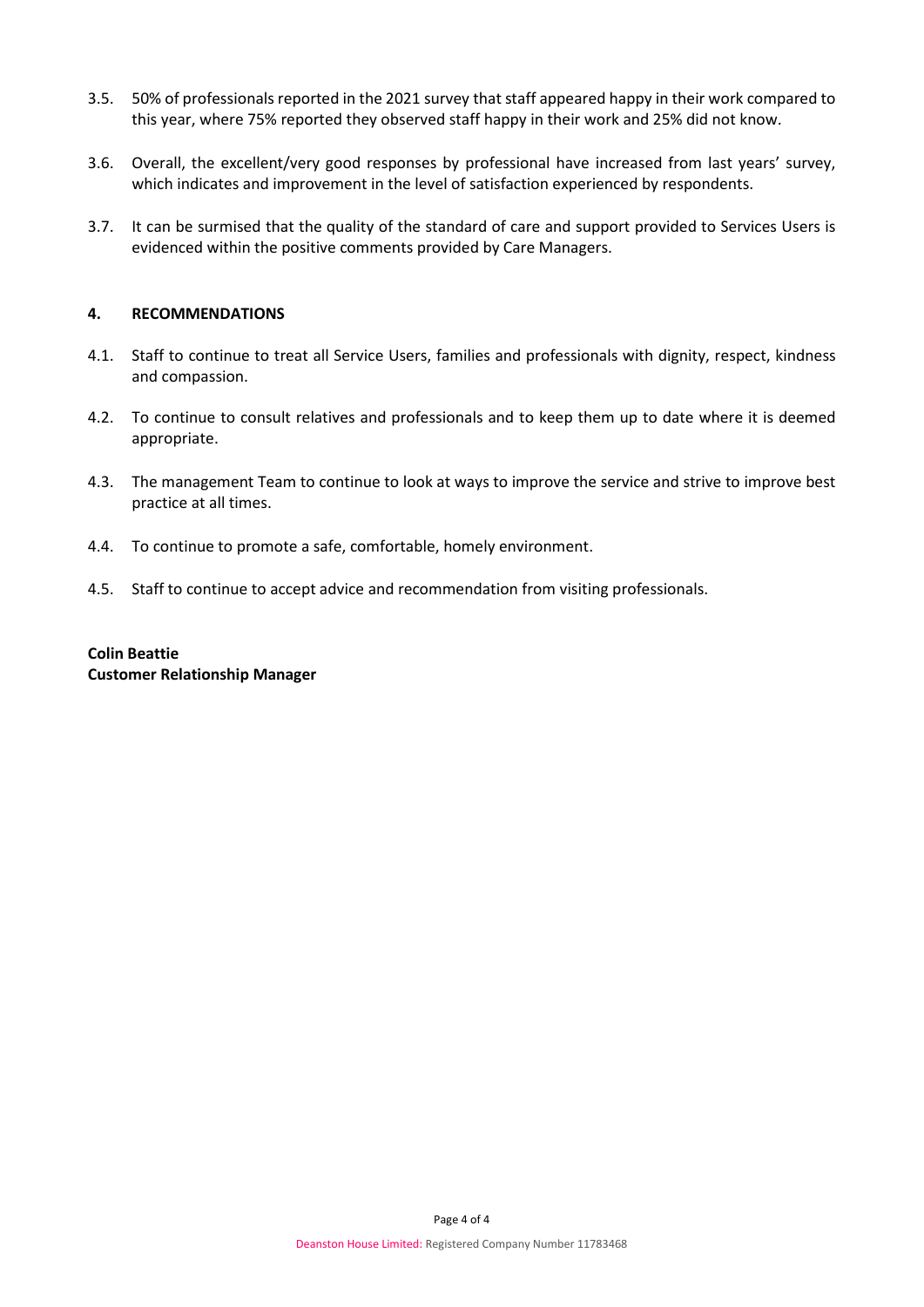3.5. 50% of professionals reported in the 2021 survey that staff appeared happy in their work compared to this year, where 75% reported they observed staff happy in their work and 25% did not know.

3.6. Overall, the excellent/very good responses by professional have increased from last years' survey, which indicates and improvement in the level of satisfaction experienced by respondents.

3.7. It can be surmised that the quality of the standard of care and support provided to Services Users is evidenced within the positive comments provided by Care Managers.

## 4. RECOMMENDATIONS

4.1. Staff to continue to treat all Service Users, families and professionals with dignity, respect, kindness and compassion.

4.2. To continue to consult relatives and professionals and to keep them up to date where it is deemed appropriate.

4.3. The management Team to continue to look at ways to improve the service and strive to improve best practice at all times.

4.4. To continue to promote a safe, comfortable, homely environment.

4.5. Staff to continue to accept advice and recommendation from visiting professionals.

**Colin Beattie**
**Customer Relationship Manager**